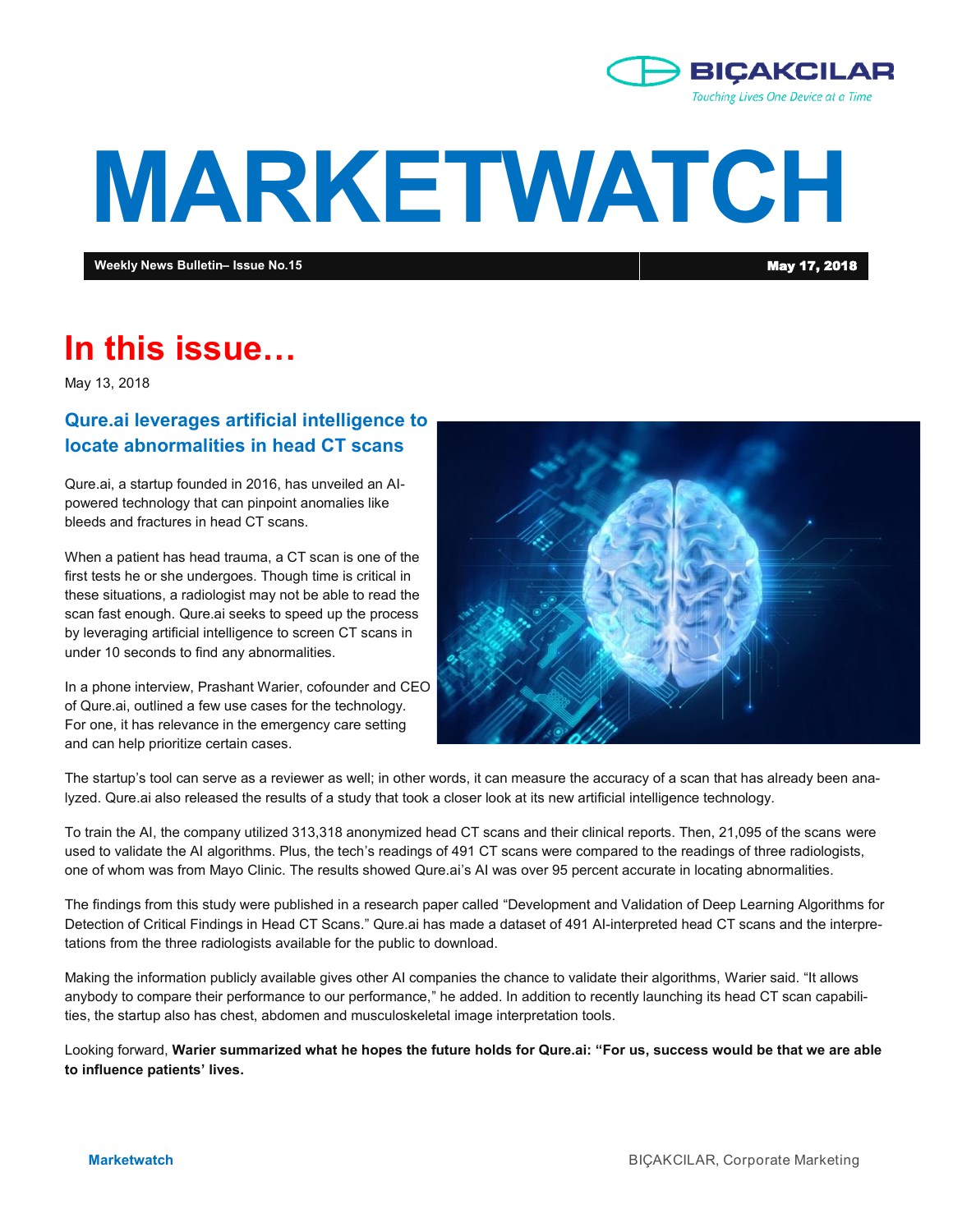BIÇAKCILAR
Touching Lives One Device at a Time

# MARKETWATCH

**Weekly News Bulletin– Issue No.15** | **May 17, 2018**

# In this issue…

May 13, 2018

## Qure.ai leverages artificial intelligence to locate abnormalities in head CT scans

Qure.ai, a startup founded in 2016, has unveiled an AI-powered technology that can pinpoint anomalies like bleeds and fractures in head CT scans.

When a patient has head trauma, a CT scan is one of the first tests he or she undergoes. Though time is critical in these situations, a radiologist may not be able to read the scan fast enough. Qure.ai seeks to speed up the process by leveraging artificial intelligence to screen CT scans in under 10 seconds to find any abnormalities.

In a phone interview, Prashant Warier, cofounder and CEO of Qure.ai, outlined a few use cases for the technology. For one, it has relevance in the emergency care setting and can help prioritize certain cases.

The startup's tool can serve as a reviewer as well; in other words, it can measure the accuracy of a scan that has already been analyzed. Qure.ai also released the results of a study that took a closer look at its new artificial intelligence technology.

To train the AI, the company utilized 313,318 anonymized head CT scans and their clinical reports. Then, 21,095 of the scans were used to validate the AI algorithms. Plus, the tech's readings of 491 CT scans were compared to the readings of three radiologists, one of whom was from Mayo Clinic. The results showed Qure.ai's AI was over 95 percent accurate in locating abnormalities.

The findings from this study were published in a research paper called "Development and Validation of Deep Learning Algorithms for Detection of Critical Findings in Head CT Scans." Qure.ai has made a dataset of 491 AI-interpreted head CT scans and the interpretations from the three radiologists available for the public to download.

Making the information publicly available gives other AI companies the chance to validate their algorithms, Warier said. "It allows anybody to compare their performance to our performance," he added. In addition to recently launching its head CT scan capabilities, the startup also has chest, abdomen and musculoskeletal image interpretation tools.

Looking forward, **Warier summarized what he hopes the future holds for Qure.ai: "For us, success would be that we are able to influence patients' lives.**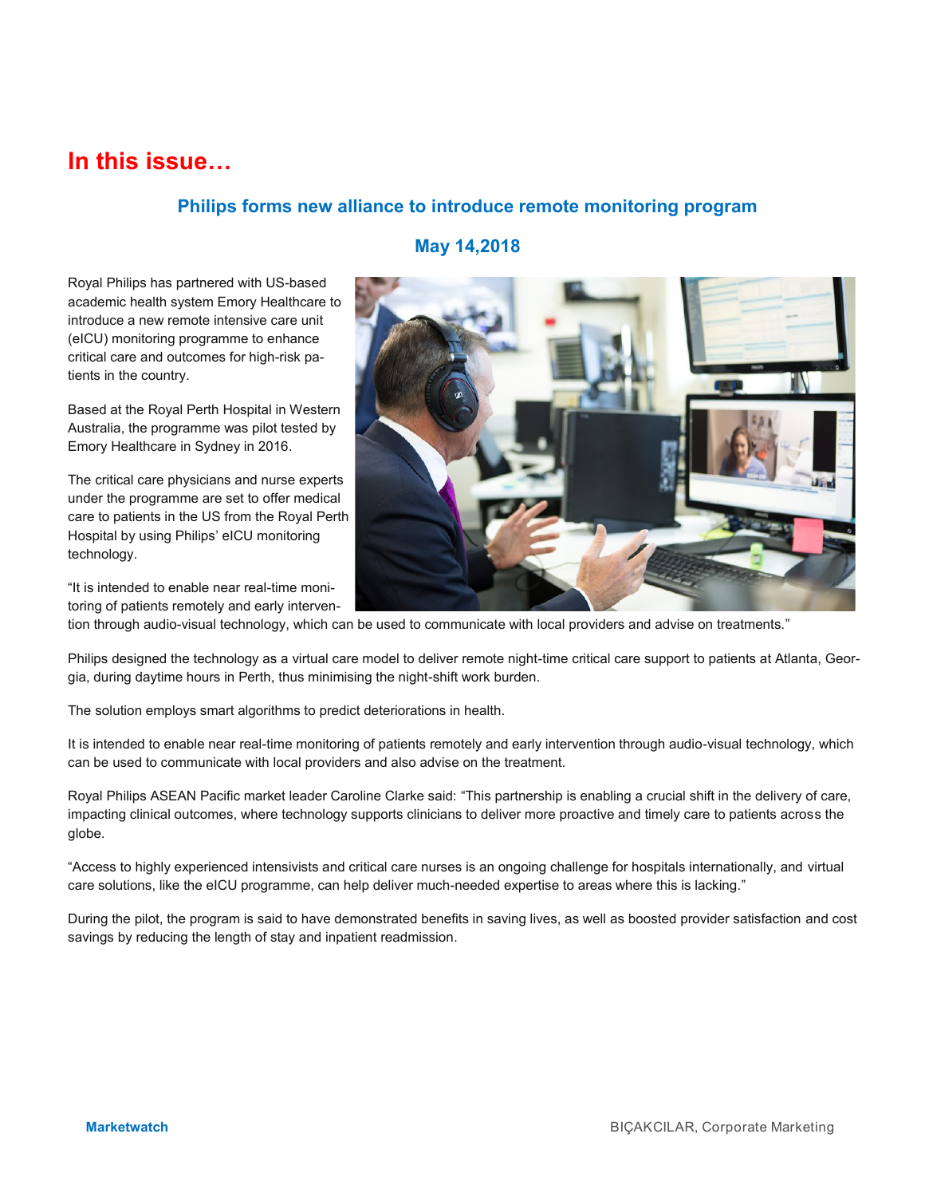# In this issue…

## Philips forms new alliance to introduce remote monitoring program

### May 14,2018

Royal Philips has partnered with US-based academic health system Emory Healthcare to introduce a new remote intensive care unit (eICU) monitoring programme to enhance critical care and outcomes for high-risk patients in the country.

Based at the Royal Perth Hospital in Western Australia, the programme was pilot tested by Emory Healthcare in Sydney in 2016.

The critical care physicians and nurse experts under the programme are set to offer medical care to patients in the US from the Royal Perth Hospital by using Philips' eICU monitoring technology.

"It is intended to enable near real-time monitoring of patients remotely and early intervention through audio-visual technology, which can be used to communicate with local providers and advise on treatments."

Philips designed the technology as a virtual care model to deliver remote night-time critical care support to patients at Atlanta, Georgia, during daytime hours in Perth, thus minimising the night-shift work burden.

The solution employs smart algorithms to predict deteriorations in health.

It is intended to enable near real-time monitoring of patients remotely and early intervention through audio-visual technology, which can be used to communicate with local providers and also advise on the treatment.

Royal Philips ASEAN Pacific market leader Caroline Clarke said: "This partnership is enabling a crucial shift in the delivery of care, impacting clinical outcomes, where technology supports clinicians to deliver more proactive and timely care to patients across the globe.

"Access to highly experienced intensivists and critical care nurses is an ongoing challenge for hospitals internationally, and virtual care solutions, like the eICU programme, can help deliver much-needed expertise to areas where this is lacking."

During the pilot, the program is said to have demonstrated benefits in saving lives, as well as boosted provider satisfaction and cost savings by reducing the length of stay and inpatient readmission.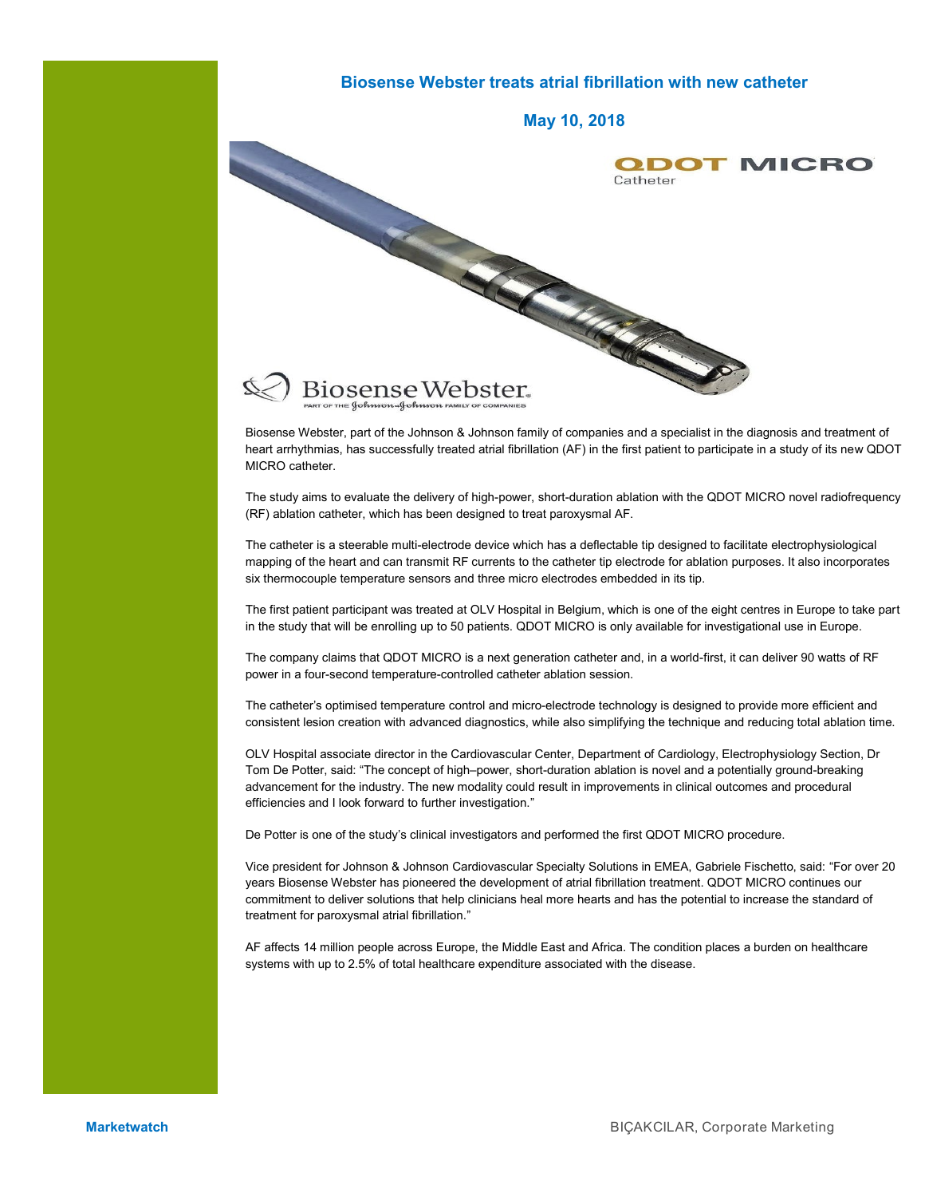# Biosense Webster treats atrial fibrillation with new catheter

**May 10, 2018**

Biosense Webster, part of the Johnson & Johnson family of companies and a specialist in the diagnosis and treatment of heart arrhythmias, has successfully treated atrial fibrillation (AF) in the first patient to participate in a study of its new QDOT MICRO catheter.

The study aims to evaluate the delivery of high-power, short-duration ablation with the QDOT MICRO novel radiofrequency (RF) ablation catheter, which has been designed to treat paroxysmal AF.

The catheter is a steerable multi-electrode device which has a deflectable tip designed to facilitate electrophysiological mapping of the heart and can transmit RF currents to the catheter tip electrode for ablation purposes. It also incorporates six thermocouple temperature sensors and three micro electrodes embedded in its tip.

The first patient participant was treated at OLV Hospital in Belgium, which is one of the eight centres in Europe to take part in the study that will be enrolling up to 50 patients. QDOT MICRO is only available for investigational use in Europe.

The company claims that QDOT MICRO is a next generation catheter and, in a world-first, it can deliver 90 watts of RF power in a four-second temperature-controlled catheter ablation session.

The catheter's optimised temperature control and micro-electrode technology is designed to provide more efficient and consistent lesion creation with advanced diagnostics, while also simplifying the technique and reducing total ablation time.

OLV Hospital associate director in the Cardiovascular Center, Department of Cardiology, Electrophysiology Section, Dr Tom De Potter, said: "The concept of high–power, short-duration ablation is novel and a potentially ground-breaking advancement for the industry. The new modality could result in improvements in clinical outcomes and procedural efficiencies and I look forward to further investigation."

De Potter is one of the study's clinical investigators and performed the first QDOT MICRO procedure.

Vice president for Johnson & Johnson Cardiovascular Specialty Solutions in EMEA, Gabriele Fischetto, said: "For over 20 years Biosense Webster has pioneered the development of atrial fibrillation treatment. QDOT MICRO continues our commitment to deliver solutions that help clinicians heal more hearts and has the potential to increase the standard of treatment for paroxysmal atrial fibrillation."

AF affects 14 million people across Europe, the Middle East and Africa. The condition places a burden on healthcare systems with up to 2.5% of total healthcare expenditure associated with the disease.

**Marketwatch**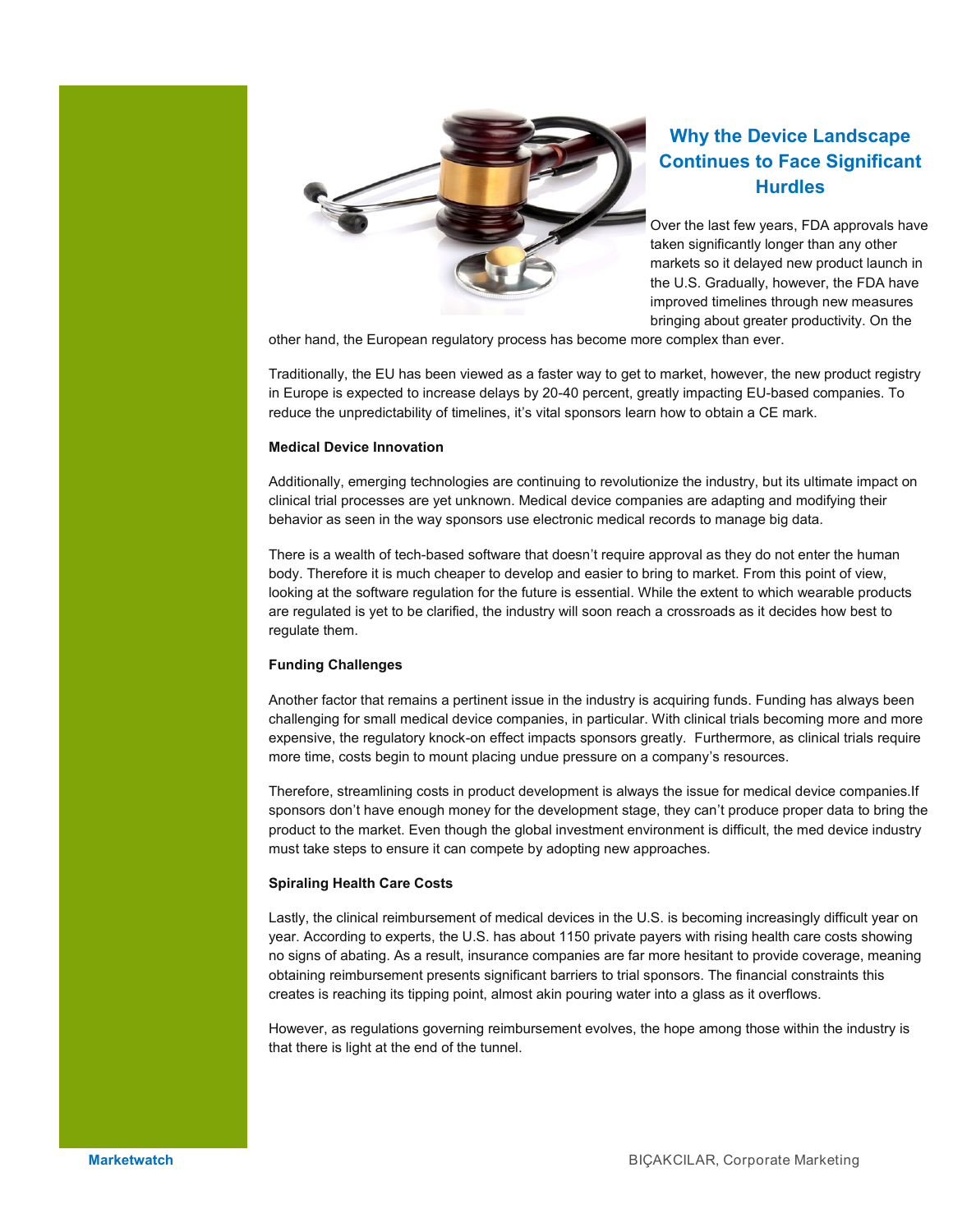## Why the Device Landscape Continues to Face Significant Hurdles

Over the last few years, FDA approvals have taken significantly longer than any other markets so it delayed new product launch in the U.S. Gradually, however, the FDA have improved timelines through new measures bringing about greater productivity. On the other hand, the European regulatory process has become more complex than ever.

Traditionally, the EU has been viewed as a faster way to get to market, however, the new product registry in Europe is expected to increase delays by 20-40 percent, greatly impacting EU-based companies. To reduce the unpredictability of timelines, it's vital sponsors learn how to obtain a CE mark.

**Medical Device Innovation**

Additionally, emerging technologies are continuing to revolutionize the industry, but its ultimate impact on clinical trial processes are yet unknown. Medical device companies are adapting and modifying their behavior as seen in the way sponsors use electronic medical records to manage big data.

There is a wealth of tech-based software that doesn't require approval as they do not enter the human body. Therefore it is much cheaper to develop and easier to bring to market. From this point of view, looking at the software regulation for the future is essential. While the extent to which wearable products are regulated is yet to be clarified, the industry will soon reach a crossroads as it decides how best to regulate them.

**Funding Challenges**

Another factor that remains a pertinent issue in the industry is acquiring funds. Funding has always been challenging for small medical device companies, in particular. With clinical trials becoming more and more expensive, the regulatory knock-on effect impacts sponsors greatly. Furthermore, as clinical trials require more time, costs begin to mount placing undue pressure on a company's resources.

Therefore, streamlining costs in product development is always the issue for medical device companies.If sponsors don't have enough money for the development stage, they can't produce proper data to bring the product to the market. Even though the global investment environment is difficult, the med device industry must take steps to ensure it can compete by adopting new approaches.

**Spiraling Health Care Costs**

Lastly, the clinical reimbursement of medical devices in the U.S. is becoming increasingly difficult year on year. According to experts, the U.S. has about 1150 private payers with rising health care costs showing no signs of abating. As a result, insurance companies are far more hesitant to provide coverage, meaning obtaining reimbursement presents significant barriers to trial sponsors. The financial constraints this creates is reaching its tipping point, almost akin pouring water into a glass as it overflows.

However, as regulations governing reimbursement evolves, the hope among those within the industry is that there is light at the end of the tunnel.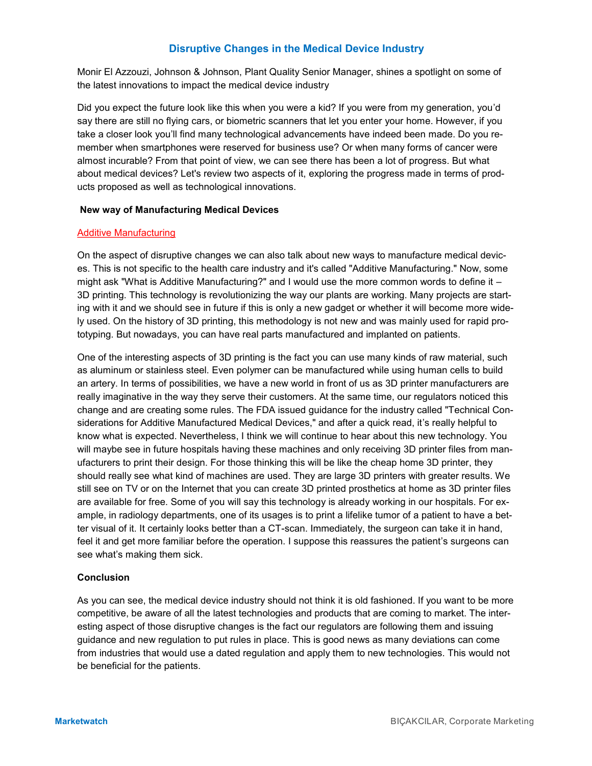# Disruptive Changes in the Medical Device Industry

Monir El Azzouzi, Johnson & Johnson, Plant Quality Senior Manager, shines a spotlight on some of the latest innovations to impact the medical device industry

Did you expect the future look like this when you were a kid? If you were from my generation, you'd say there are still no flying cars, or biometric scanners that let you enter your home. However, if you take a closer look you'll find many technological advancements have indeed been made. Do you remember when smartphones were reserved for business use? Or when many forms of cancer were almost incurable? From that point of view, we can see there has been a lot of progress. But what about medical devices? Let's review two aspects of it, exploring the progress made in terms of products proposed as well as technological innovations.

**New way of Manufacturing Medical Devices**

## Additive Manufacturing

On the aspect of disruptive changes we can also talk about new ways to manufacture medical devices. This is not specific to the health care industry and it's called "Additive Manufacturing." Now, some might ask "What is Additive Manufacturing?" and I would use the more common words to define it – 3D printing. This technology is revolutionizing the way our plants are working. Many projects are starting with it and we should see in future if this is only a new gadget or whether it will become more widely used. On the history of 3D printing, this methodology is not new and was mainly used for rapid prototyping. But nowadays, you can have real parts manufactured and implanted on patients.

One of the interesting aspects of 3D printing is the fact you can use many kinds of raw material, such as aluminum or stainless steel. Even polymer can be manufactured while using human cells to build an artery. In terms of possibilities, we have a new world in front of us as 3D printer manufacturers are really imaginative in the way they serve their customers. At the same time, our regulators noticed this change and are creating some rules. The FDA issued guidance for the industry called "Technical Considerations for Additive Manufactured Medical Devices," and after a quick read, it's really helpful to know what is expected. Nevertheless, I think we will continue to hear about this new technology. You will maybe see in future hospitals having these machines and only receiving 3D printer files from manufacturers to print their design. For those thinking this will be like the cheap home 3D printer, they should really see what kind of machines are used. They are large 3D printers with greater results. We still see on TV or on the Internet that you can create 3D printed prosthetics at home as 3D printer files are available for free. Some of you will say this technology is already working in our hospitals. For example, in radiology departments, one of its usages is to print a lifelike tumor of a patient to have a better visual of it. It certainly looks better than a CT-scan. Immediately, the surgeon can take it in hand, feel it and get more familiar before the operation. I suppose this reassures the patient's surgeons can see what's making them sick.

## Conclusion

As you can see, the medical device industry should not think it is old fashioned. If you want to be more competitive, be aware of all the latest technologies and products that are coming to market. The interesting aspect of those disruptive changes is the fact our regulators are following them and issuing guidance and new regulation to put rules in place. This is good news as many deviations can come from industries that would use a dated regulation and apply them to new technologies. This would not be beneficial for the patients.